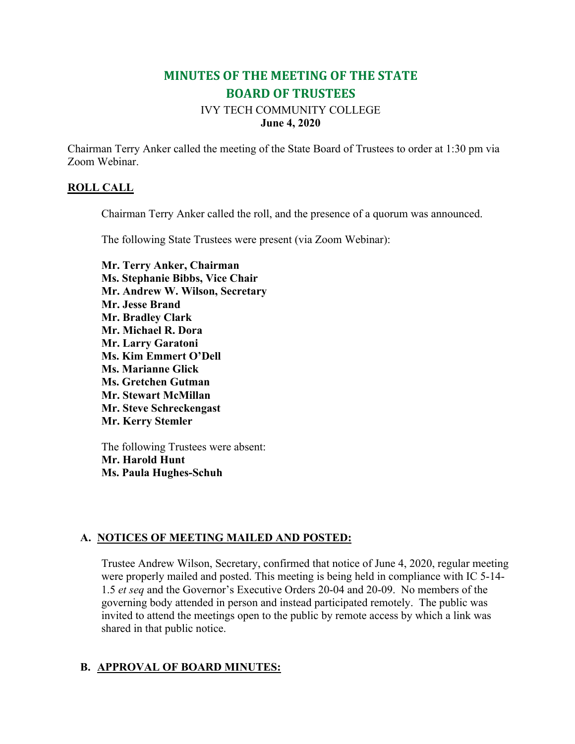# MINUTES OF THE MEETING OF THE STATE BOARD OF TRUSTEES

IVY TECH COMMUNITY COLLEGE
**June 4, 2020**

Chairman Terry Anker called the meeting of the State Board of Trustees to order at 1:30 pm via Zoom Webinar.

## ROLL CALL

Chairman Terry Anker called the roll, and the presence of a quorum was announced.

The following State Trustees were present (via Zoom Webinar):

**Mr. Terry Anker, Chairman**
**Ms. Stephanie Bibbs, Vice Chair**
**Mr. Andrew W. Wilson, Secretary**
**Mr. Jesse Brand**
**Mr. Bradley Clark**
**Mr. Michael R. Dora**
**Mr. Larry Garatoni**
**Ms. Kim Emmert O'Dell**
**Ms. Marianne Glick**
**Ms. Gretchen Gutman**
**Mr. Stewart McMillan**
**Mr. Steve Schreckengast**
**Mr. Kerry Stemler**

The following Trustees were absent:
**Mr. Harold Hunt**
**Ms. Paula Hughes-Schuh**

## A. NOTICES OF MEETING MAILED AND POSTED:

Trustee Andrew Wilson, Secretary, confirmed that notice of June 4, 2020, regular meeting were properly mailed and posted. This meeting is being held in compliance with IC 5-14-1.5 *et seq* and the Governor's Executive Orders 20-04 and 20-09. No members of the governing body attended in person and instead participated remotely. The public was invited to attend the meetings open to the public by remote access by which a link was shared in that public notice.

## B. APPROVAL OF BOARD MINUTES: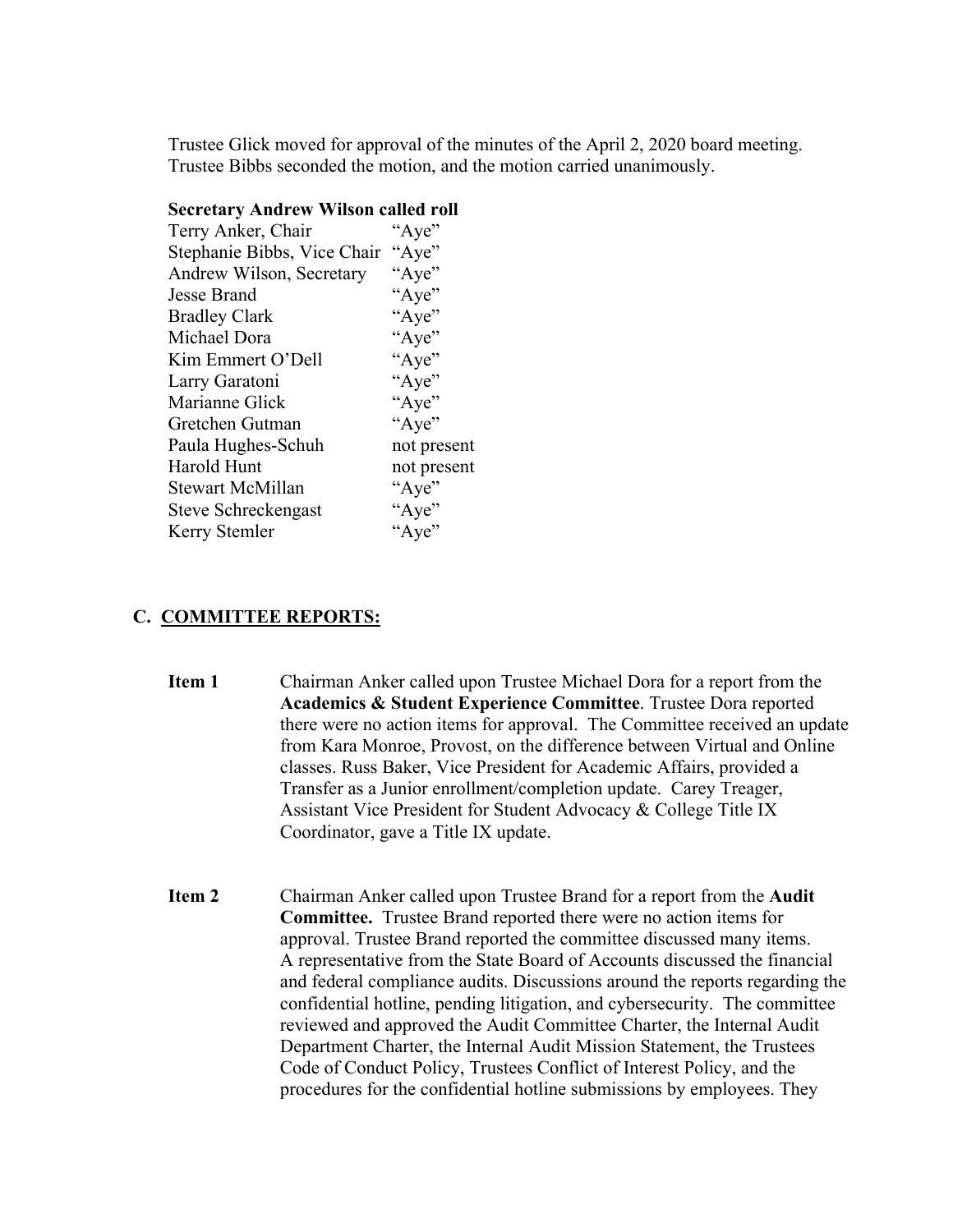Trustee Glick moved for approval of the minutes of the April 2, 2020 board meeting. Trustee Bibbs seconded the motion, and the motion carried unanimously.

**Secretary Andrew Wilson called roll**

| | |
|---|---|
| Terry Anker, Chair | "Aye" |
| Stephanie Bibbs, Vice Chair | "Aye" |
| Andrew Wilson, Secretary | "Aye" |
| Jesse Brand | "Aye" |
| Bradley Clark | "Aye" |
| Michael Dora | "Aye" |
| Kim Emmert O'Dell | "Aye" |
| Larry Garatoni | "Aye" |
| Marianne Glick | "Aye" |
| Gretchen Gutman | "Aye" |
| Paula Hughes-Schuh | not present |
| Harold Hunt | not present |
| Stewart McMillan | "Aye" |
| Steve Schreckengast | "Aye" |
| Kerry Stemler | "Aye" |

## C. COMMITTEE REPORTS:

**Item 1** Chairman Anker called upon Trustee Michael Dora for a report from the **Academics & Student Experience Committee**. Trustee Dora reported there were no action items for approval. The Committee received an update from Kara Monroe, Provost, on the difference between Virtual and Online classes. Russ Baker, Vice President for Academic Affairs, provided a Transfer as a Junior enrollment/completion update. Carey Treager, Assistant Vice President for Student Advocacy & College Title IX Coordinator, gave a Title IX update.

**Item 2** Chairman Anker called upon Trustee Brand for a report from the **Audit Committee.** Trustee Brand reported there were no action items for approval. Trustee Brand reported the committee discussed many items. A representative from the State Board of Accounts discussed the financial and federal compliance audits. Discussions around the reports regarding the confidential hotline, pending litigation, and cybersecurity. The committee reviewed and approved the Audit Committee Charter, the Internal Audit Department Charter, the Internal Audit Mission Statement, the Trustees Code of Conduct Policy, Trustees Conflict of Interest Policy, and the procedures for the confidential hotline submissions by employees. They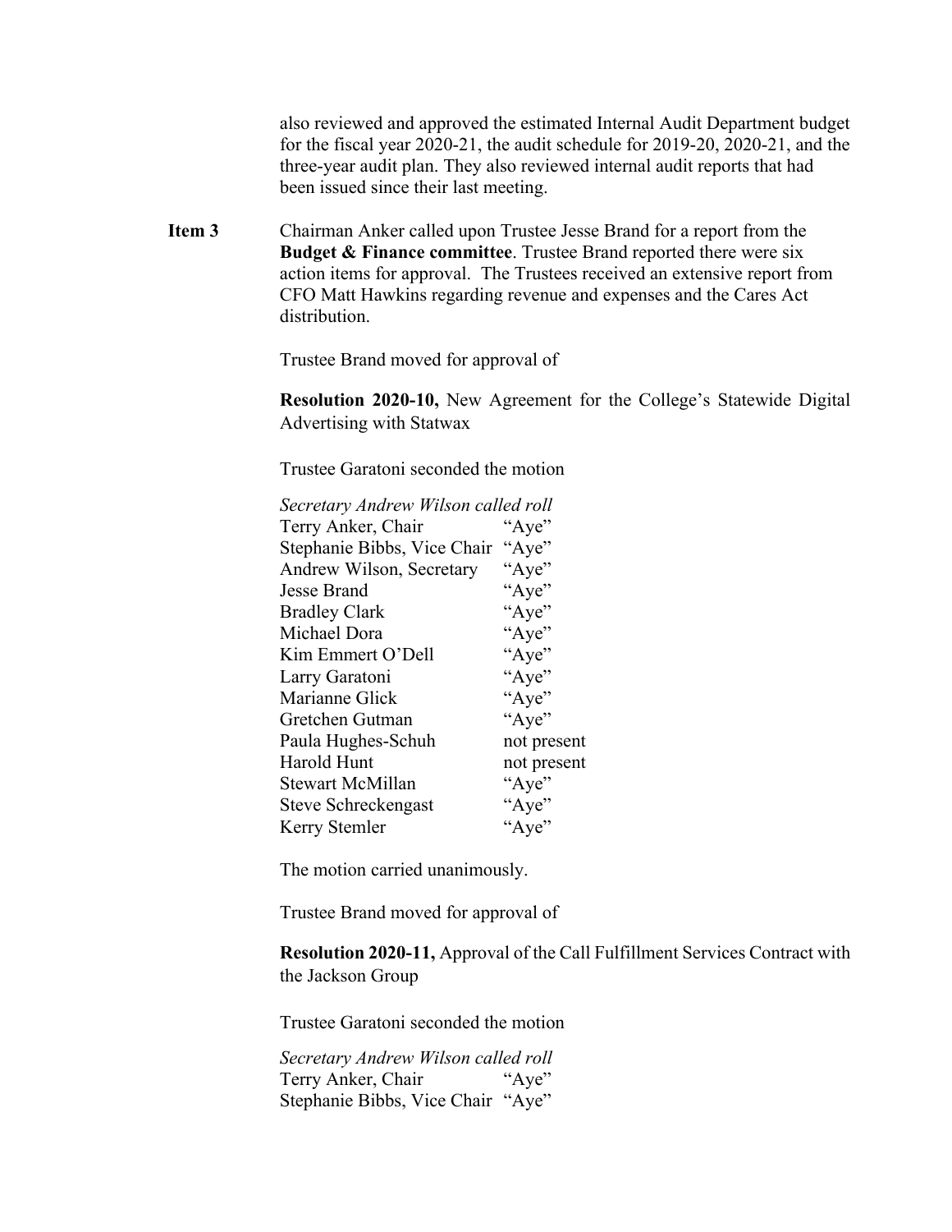also reviewed and approved the estimated Internal Audit Department budget for the fiscal year 2020-21, the audit schedule for 2019-20, 2020-21, and the three-year audit plan. They also reviewed internal audit reports that had been issued since their last meeting.

**Item 3** Chairman Anker called upon Trustee Jesse Brand for a report from the **Budget & Finance committee**. Trustee Brand reported there were six action items for approval. The Trustees received an extensive report from CFO Matt Hawkins regarding revenue and expenses and the Cares Act distribution.

Trustee Brand moved for approval of

**Resolution 2020-10,** New Agreement for the College's Statewide Digital Advertising with Statwax

Trustee Garatoni seconded the motion

*Secretary Andrew Wilson called roll*

| | |
|---|---|
| Terry Anker, Chair | "Aye" |
| Stephanie Bibbs, Vice Chair | "Aye" |
| Andrew Wilson, Secretary | "Aye" |
| Jesse Brand | "Aye" |
| Bradley Clark | "Aye" |
| Michael Dora | "Aye" |
| Kim Emmert O'Dell | "Aye" |
| Larry Garatoni | "Aye" |
| Marianne Glick | "Aye" |
| Gretchen Gutman | "Aye" |
| Paula Hughes-Schuh | not present |
| Harold Hunt | not present |
| Stewart McMillan | "Aye" |
| Steve Schreckengast | "Aye" |
| Kerry Stemler | "Aye" |

The motion carried unanimously.

Trustee Brand moved for approval of

**Resolution 2020-11,** Approval of the Call Fulfillment Services Contract with the Jackson Group

Trustee Garatoni seconded the motion

*Secretary Andrew Wilson called roll*

| | |
|---|---|
| Terry Anker, Chair | "Aye" |
| Stephanie Bibbs, Vice Chair | "Aye" |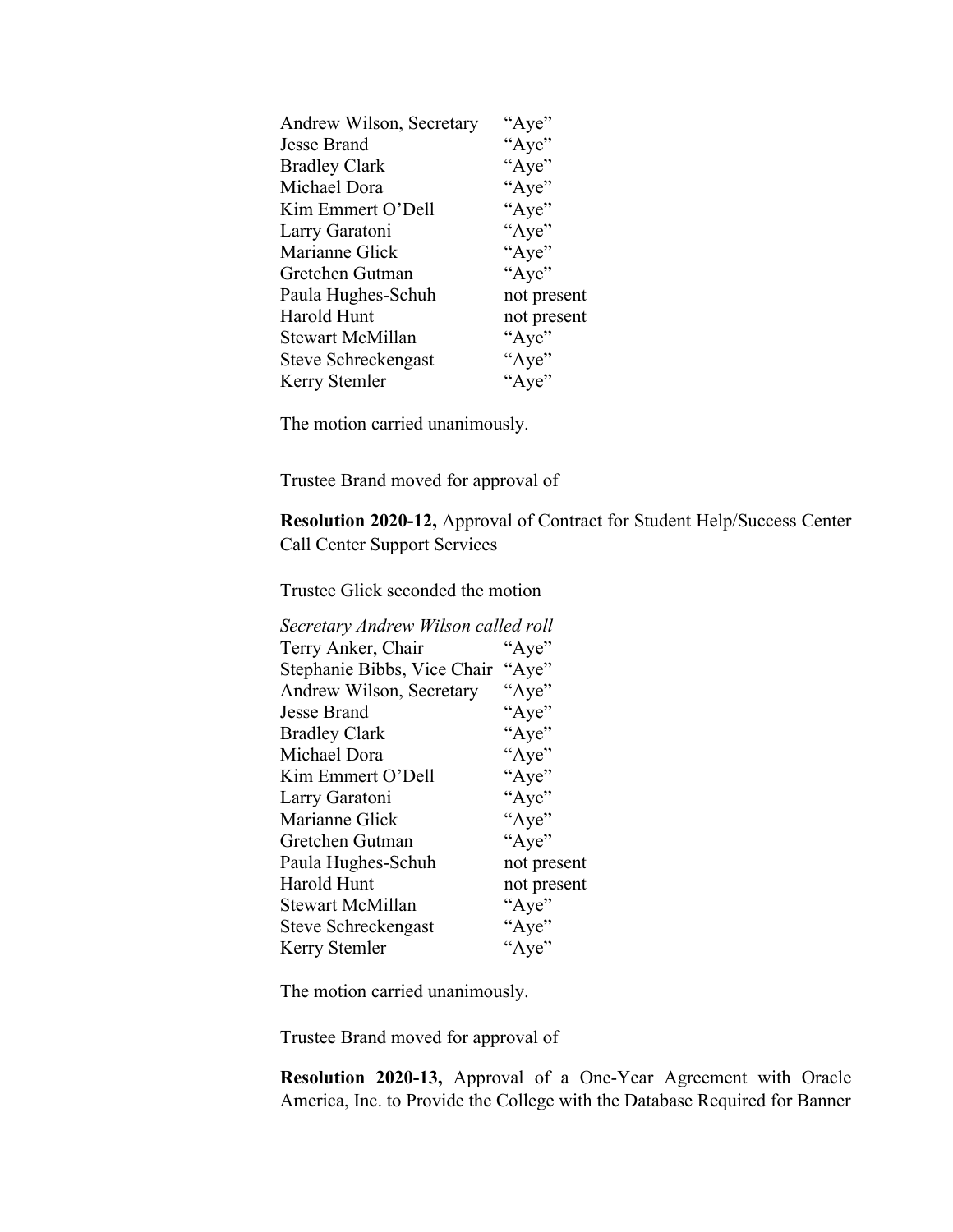| | |
|---|---|
| Andrew Wilson, Secretary | "Aye" |
| Jesse Brand | "Aye" |
| Bradley Clark | "Aye" |
| Michael Dora | "Aye" |
| Kim Emmert O'Dell | "Aye" |
| Larry Garatoni | "Aye" |
| Marianne Glick | "Aye" |
| Gretchen Gutman | "Aye" |
| Paula Hughes-Schuh | not present |
| Harold Hunt | not present |
| Stewart McMillan | "Aye" |
| Steve Schreckengast | "Aye" |
| Kerry Stemler | "Aye" |

The motion carried unanimously.

Trustee Brand moved for approval of

**Resolution 2020-12,** Approval of Contract for Student Help/Success Center Call Center Support Services

Trustee Glick seconded the motion

*Secretary Andrew Wilson called roll*

| | |
|---|---|
| Terry Anker, Chair | "Aye" |
| Stephanie Bibbs, Vice Chair | "Aye" |
| Andrew Wilson, Secretary | "Aye" |
| Jesse Brand | "Aye" |
| Bradley Clark | "Aye" |
| Michael Dora | "Aye" |
| Kim Emmert O'Dell | "Aye" |
| Larry Garatoni | "Aye" |
| Marianne Glick | "Aye" |
| Gretchen Gutman | "Aye" |
| Paula Hughes-Schuh | not present |
| Harold Hunt | not present |
| Stewart McMillan | "Aye" |
| Steve Schreckengast | "Aye" |
| Kerry Stemler | "Aye" |

The motion carried unanimously.

Trustee Brand moved for approval of

**Resolution 2020-13,** Approval of a One-Year Agreement with Oracle America, Inc. to Provide the College with the Database Required for Banner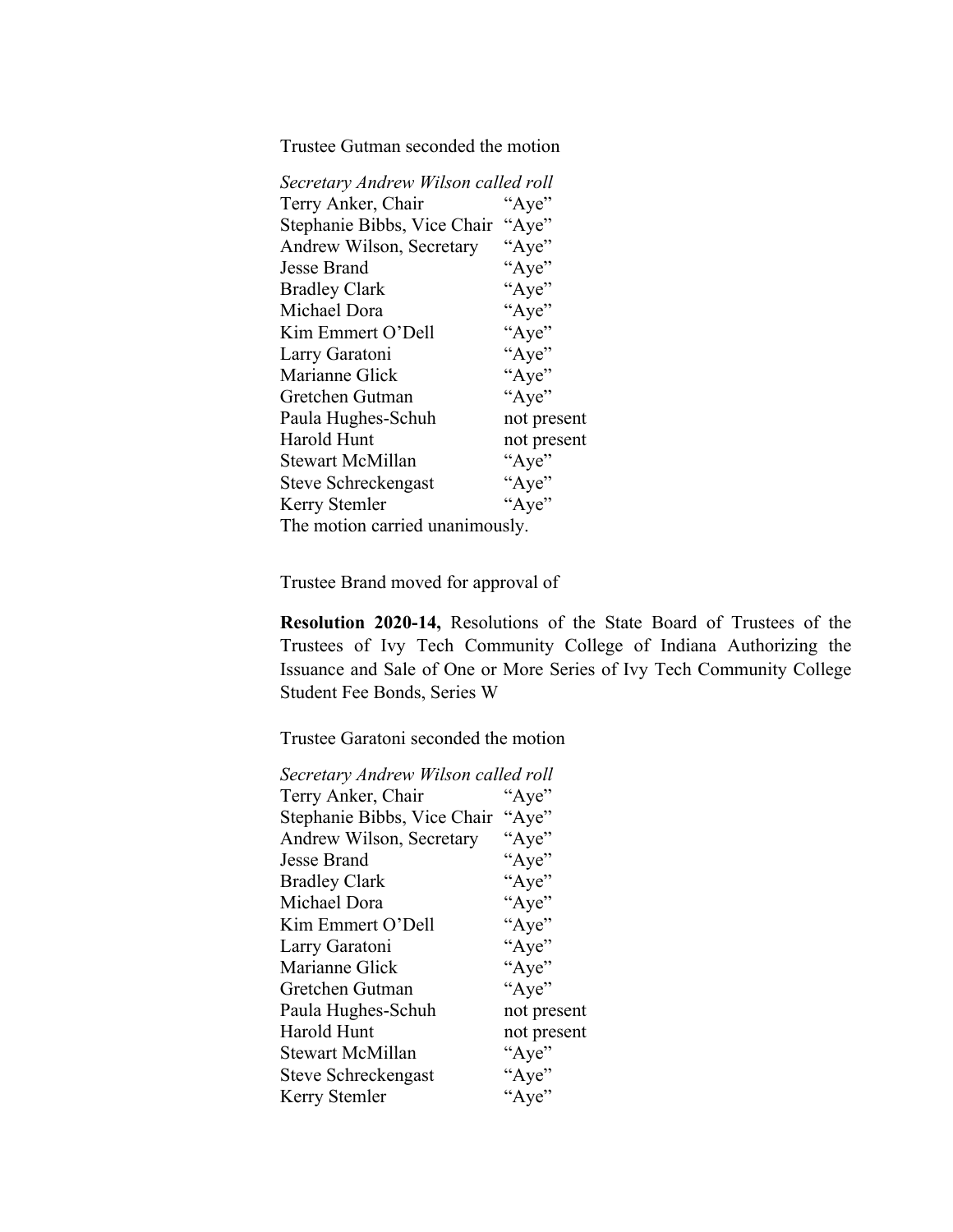Trustee Gutman seconded the motion

*Secretary Andrew Wilson called roll*

| | |
|---|---|
| Terry Anker, Chair | "Aye" |
| Stephanie Bibbs, Vice Chair | "Aye" |
| Andrew Wilson, Secretary | "Aye" |
| Jesse Brand | "Aye" |
| Bradley Clark | "Aye" |
| Michael Dora | "Aye" |
| Kim Emmert O'Dell | "Aye" |
| Larry Garatoni | "Aye" |
| Marianne Glick | "Aye" |
| Gretchen Gutman | "Aye" |
| Paula Hughes-Schuh | not present |
| Harold Hunt | not present |
| Stewart McMillan | "Aye" |
| Steve Schreckengast | "Aye" |
| Kerry Stemler | "Aye" |

The motion carried unanimously.

Trustee Brand moved for approval of

**Resolution 2020-14,** Resolutions of the State Board of Trustees of the Trustees of Ivy Tech Community College of Indiana Authorizing the Issuance and Sale of One or More Series of Ivy Tech Community College Student Fee Bonds, Series W

Trustee Garatoni seconded the motion

*Secretary Andrew Wilson called roll*

| | |
|---|---|
| Terry Anker, Chair | "Aye" |
| Stephanie Bibbs, Vice Chair | "Aye" |
| Andrew Wilson, Secretary | "Aye" |
| Jesse Brand | "Aye" |
| Bradley Clark | "Aye" |
| Michael Dora | "Aye" |
| Kim Emmert O'Dell | "Aye" |
| Larry Garatoni | "Aye" |
| Marianne Glick | "Aye" |
| Gretchen Gutman | "Aye" |
| Paula Hughes-Schuh | not present |
| Harold Hunt | not present |
| Stewart McMillan | "Aye" |
| Steve Schreckengast | "Aye" |
| Kerry Stemler | "Aye" |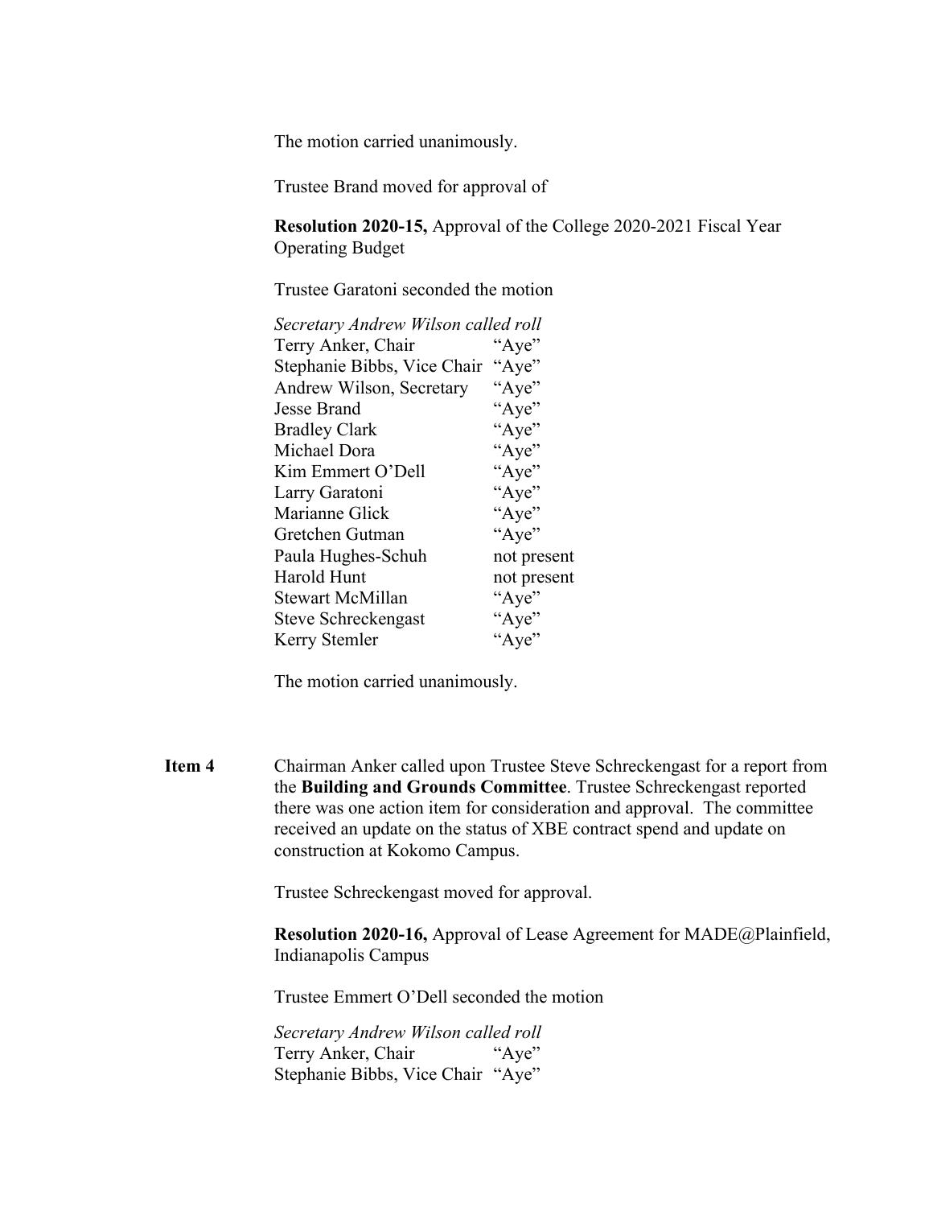The motion carried unanimously.

Trustee Brand moved for approval of

**Resolution 2020-15,** Approval of the College 2020-2021 Fiscal Year Operating Budget

Trustee Garatoni seconded the motion

*Secretary Andrew Wilson called roll*

| | |
|---|---|
| Terry Anker, Chair | "Aye" |
| Stephanie Bibbs, Vice Chair | "Aye" |
| Andrew Wilson, Secretary | "Aye" |
| Jesse Brand | "Aye" |
| Bradley Clark | "Aye" |
| Michael Dora | "Aye" |
| Kim Emmert O'Dell | "Aye" |
| Larry Garatoni | "Aye" |
| Marianne Glick | "Aye" |
| Gretchen Gutman | "Aye" |
| Paula Hughes-Schuh | not present |
| Harold Hunt | not present |
| Stewart McMillan | "Aye" |
| Steve Schreckengast | "Aye" |
| Kerry Stemler | "Aye" |

The motion carried unanimously.

**Item 4** Chairman Anker called upon Trustee Steve Schreckengast for a report from the **Building and Grounds Committee**. Trustee Schreckengast reported there was one action item for consideration and approval. The committee received an update on the status of XBE contract spend and update on construction at Kokomo Campus.

Trustee Schreckengast moved for approval.

**Resolution 2020-16,** Approval of Lease Agreement for MADE@Plainfield, Indianapolis Campus

Trustee Emmert O'Dell seconded the motion

*Secretary Andrew Wilson called roll*

| | |
|---|---|
| Terry Anker, Chair | "Aye" |
| Stephanie Bibbs, Vice Chair | "Aye" |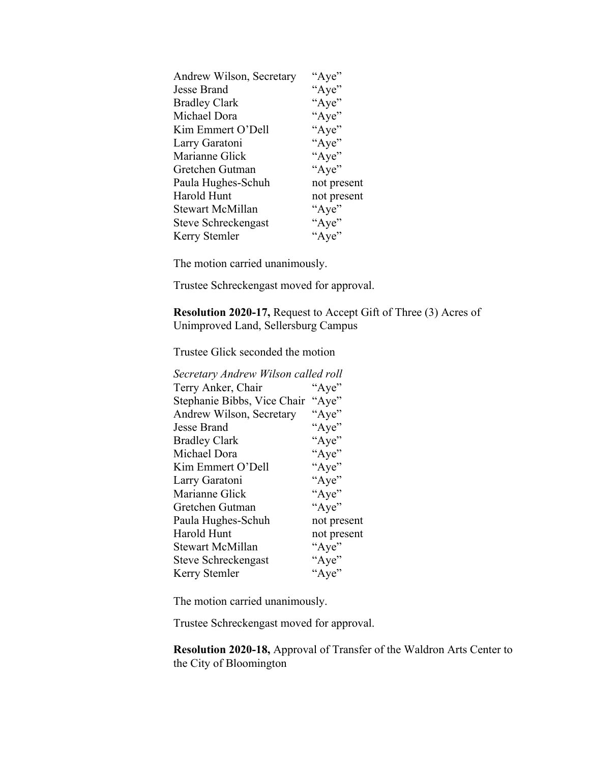| | |
|---|---|
| Andrew Wilson, Secretary | "Aye" |
| Jesse Brand | "Aye" |
| Bradley Clark | "Aye" |
| Michael Dora | "Aye" |
| Kim Emmert O'Dell | "Aye" |
| Larry Garatoni | "Aye" |
| Marianne Glick | "Aye" |
| Gretchen Gutman | "Aye" |
| Paula Hughes-Schuh | not present |
| Harold Hunt | not present |
| Stewart McMillan | "Aye" |
| Steve Schreckengast | "Aye" |
| Kerry Stemler | "Aye" |

The motion carried unanimously.

Trustee Schreckengast moved for approval.

**Resolution 2020-17,** Request to Accept Gift of Three (3) Acres of Unimproved Land, Sellersburg Campus

Trustee Glick seconded the motion

*Secretary Andrew Wilson called roll*

| | |
|---|---|
| Terry Anker, Chair | "Aye" |
| Stephanie Bibbs, Vice Chair | "Aye" |
| Andrew Wilson, Secretary | "Aye" |
| Jesse Brand | "Aye" |
| Bradley Clark | "Aye" |
| Michael Dora | "Aye" |
| Kim Emmert O'Dell | "Aye" |
| Larry Garatoni | "Aye" |
| Marianne Glick | "Aye" |
| Gretchen Gutman | "Aye" |
| Paula Hughes-Schuh | not present |
| Harold Hunt | not present |
| Stewart McMillan | "Aye" |
| Steve Schreckengast | "Aye" |
| Kerry Stemler | "Aye" |

The motion carried unanimously.

Trustee Schreckengast moved for approval.

**Resolution 2020-18,** Approval of Transfer of the Waldron Arts Center to the City of Bloomington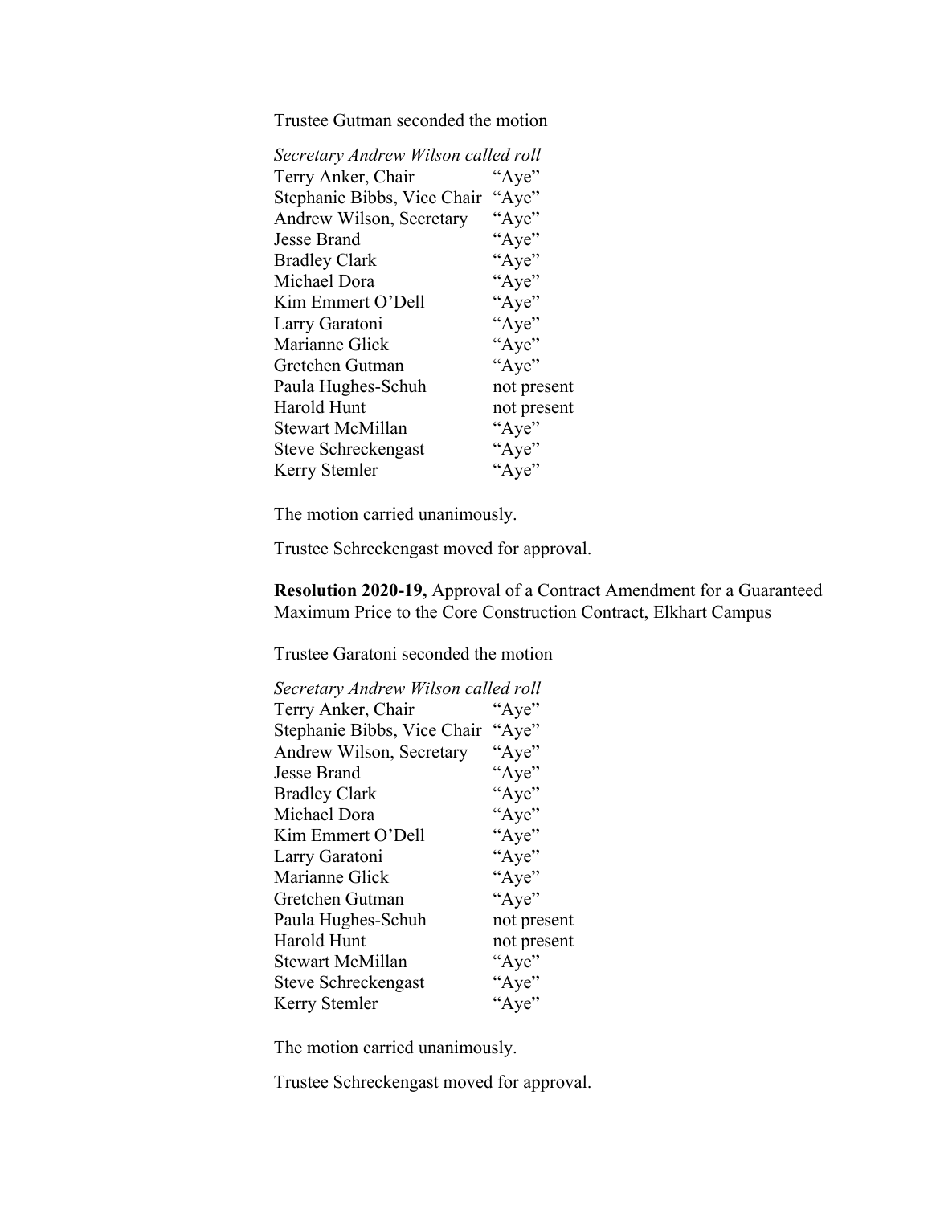Trustee Gutman seconded the motion

*Secretary Andrew Wilson called roll*

| | |
|---|---|
| Terry Anker, Chair | "Aye" |
| Stephanie Bibbs, Vice Chair | "Aye" |
| Andrew Wilson, Secretary | "Aye" |
| Jesse Brand | "Aye" |
| Bradley Clark | "Aye" |
| Michael Dora | "Aye" |
| Kim Emmert O'Dell | "Aye" |
| Larry Garatoni | "Aye" |
| Marianne Glick | "Aye" |
| Gretchen Gutman | "Aye" |
| Paula Hughes-Schuh | not present |
| Harold Hunt | not present |
| Stewart McMillan | "Aye" |
| Steve Schreckengast | "Aye" |
| Kerry Stemler | "Aye" |

The motion carried unanimously.

Trustee Schreckengast moved for approval.

**Resolution 2020-19,** Approval of a Contract Amendment for a Guaranteed Maximum Price to the Core Construction Contract, Elkhart Campus

Trustee Garatoni seconded the motion

*Secretary Andrew Wilson called roll*

| | |
|---|---|
| Terry Anker, Chair | "Aye" |
| Stephanie Bibbs, Vice Chair | "Aye" |
| Andrew Wilson, Secretary | "Aye" |
| Jesse Brand | "Aye" |
| Bradley Clark | "Aye" |
| Michael Dora | "Aye" |
| Kim Emmert O'Dell | "Aye" |
| Larry Garatoni | "Aye" |
| Marianne Glick | "Aye" |
| Gretchen Gutman | "Aye" |
| Paula Hughes-Schuh | not present |
| Harold Hunt | not present |
| Stewart McMillan | "Aye" |
| Steve Schreckengast | "Aye" |
| Kerry Stemler | "Aye" |

The motion carried unanimously.

Trustee Schreckengast moved for approval.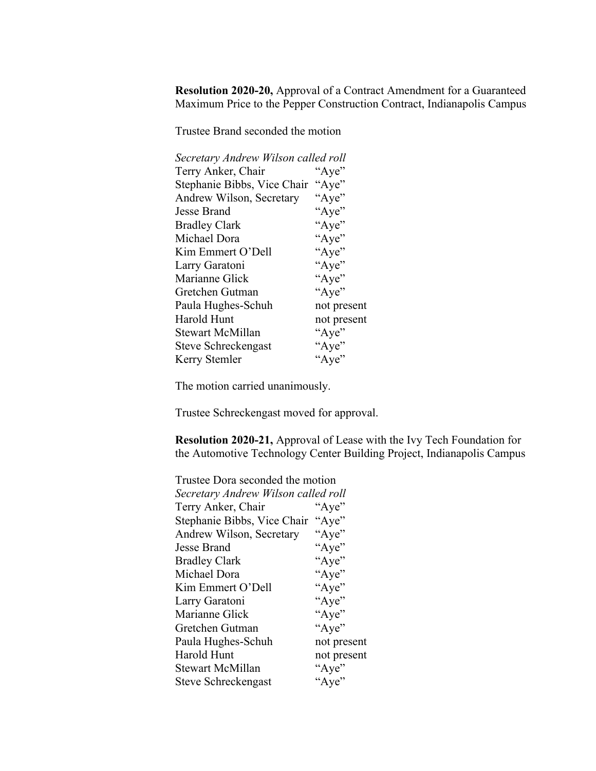**Resolution 2020-20,** Approval of a Contract Amendment for a Guaranteed Maximum Price to the Pepper Construction Contract, Indianapolis Campus

Trustee Brand seconded the motion

*Secretary Andrew Wilson called roll*

| | |
|---|---|
| Terry Anker, Chair | "Aye" |
| Stephanie Bibbs, Vice Chair | "Aye" |
| Andrew Wilson, Secretary | "Aye" |
| Jesse Brand | "Aye" |
| Bradley Clark | "Aye" |
| Michael Dora | "Aye" |
| Kim Emmert O'Dell | "Aye" |
| Larry Garatoni | "Aye" |
| Marianne Glick | "Aye" |
| Gretchen Gutman | "Aye" |
| Paula Hughes-Schuh | not present |
| Harold Hunt | not present |
| Stewart McMillan | "Aye" |
| Steve Schreckengast | "Aye" |
| Kerry Stemler | "Aye" |

The motion carried unanimously.

Trustee Schreckengast moved for approval.

**Resolution 2020-21,** Approval of Lease with the Ivy Tech Foundation for the Automotive Technology Center Building Project, Indianapolis Campus

Trustee Dora seconded the motion

*Secretary Andrew Wilson called roll*

| | |
|---|---|
| Terry Anker, Chair | "Aye" |
| Stephanie Bibbs, Vice Chair | "Aye" |
| Andrew Wilson, Secretary | "Aye" |
| Jesse Brand | "Aye" |
| Bradley Clark | "Aye" |
| Michael Dora | "Aye" |
| Kim Emmert O'Dell | "Aye" |
| Larry Garatoni | "Aye" |
| Marianne Glick | "Aye" |
| Gretchen Gutman | "Aye" |
| Paula Hughes-Schuh | not present |
| Harold Hunt | not present |
| Stewart McMillan | "Aye" |
| Steve Schreckengast | "Aye" |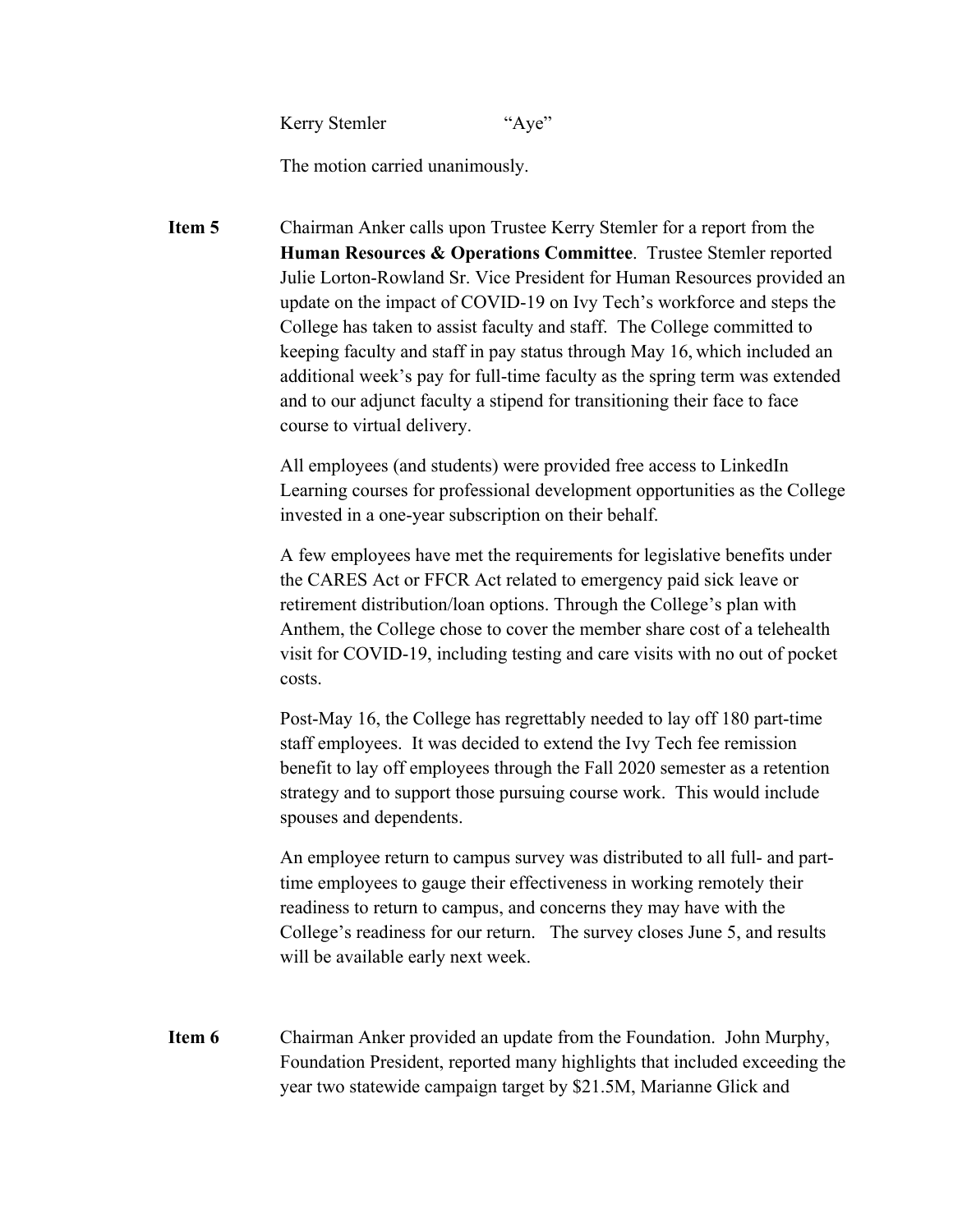Kerry Stemler "Aye"

The motion carried unanimously.

**Item 5** Chairman Anker calls upon Trustee Kerry Stemler for a report from the **Human Resources & Operations Committee**. Trustee Stemler reported Julie Lorton-Rowland Sr. Vice President for Human Resources provided an update on the impact of COVID-19 on Ivy Tech's workforce and steps the College has taken to assist faculty and staff. The College committed to keeping faculty and staff in pay status through May 16, which included an additional week's pay for full-time faculty as the spring term was extended and to our adjunct faculty a stipend for transitioning their face to face course to virtual delivery.

All employees (and students) were provided free access to LinkedIn Learning courses for professional development opportunities as the College invested in a one-year subscription on their behalf.

A few employees have met the requirements for legislative benefits under the CARES Act or FFCR Act related to emergency paid sick leave or retirement distribution/loan options. Through the College's plan with Anthem, the College chose to cover the member share cost of a telehealth visit for COVID-19, including testing and care visits with no out of pocket costs.

Post-May 16, the College has regrettably needed to lay off 180 part-time staff employees. It was decided to extend the Ivy Tech fee remission benefit to lay off employees through the Fall 2020 semester as a retention strategy and to support those pursuing course work. This would include spouses and dependents.

An employee return to campus survey was distributed to all full- and part-time employees to gauge their effectiveness in working remotely their readiness to return to campus, and concerns they may have with the College's readiness for our return. The survey closes June 5, and results will be available early next week.

**Item 6** Chairman Anker provided an update from the Foundation. John Murphy, Foundation President, reported many highlights that included exceeding the year two statewide campaign target by $21.5M, Marianne Glick and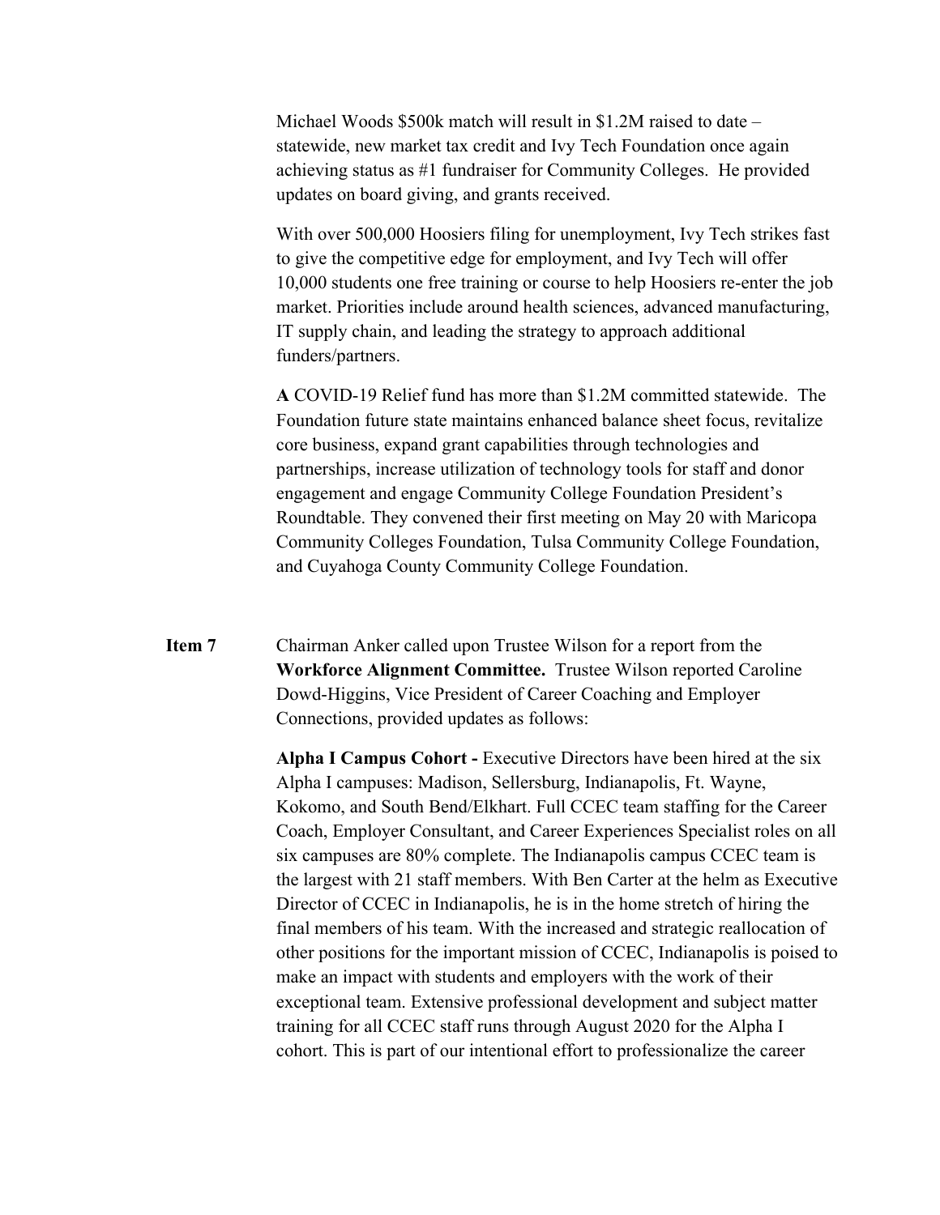Michael Woods $500k match will result in $1.2M raised to date – statewide, new market tax credit and Ivy Tech Foundation once again achieving status as #1 fundraiser for Community Colleges. He provided updates on board giving, and grants received.

With over 500,000 Hoosiers filing for unemployment, Ivy Tech strikes fast to give the competitive edge for employment, and Ivy Tech will offer 10,000 students one free training or course to help Hoosiers re-enter the job market. Priorities include around health sciences, advanced manufacturing, IT supply chain, and leading the strategy to approach additional funders/partners.

**A** COVID-19 Relief fund has more than $1.2M committed statewide. The Foundation future state maintains enhanced balance sheet focus, revitalize core business, expand grant capabilities through technologies and partnerships, increase utilization of technology tools for staff and donor engagement and engage Community College Foundation President's Roundtable. They convened their first meeting on May 20 with Maricopa Community Colleges Foundation, Tulsa Community College Foundation, and Cuyahoga County Community College Foundation.

**Item 7** Chairman Anker called upon Trustee Wilson for a report from the **Workforce Alignment Committee.** Trustee Wilson reported Caroline Dowd-Higgins, Vice President of Career Coaching and Employer Connections, provided updates as follows:

**Alpha I Campus Cohort -** Executive Directors have been hired at the six Alpha I campuses: Madison, Sellersburg, Indianapolis, Ft. Wayne, Kokomo, and South Bend/Elkhart. Full CCEC team staffing for the Career Coach, Employer Consultant, and Career Experiences Specialist roles on all six campuses are 80% complete. The Indianapolis campus CCEC team is the largest with 21 staff members. With Ben Carter at the helm as Executive Director of CCEC in Indianapolis, he is in the home stretch of hiring the final members of his team. With the increased and strategic reallocation of other positions for the important mission of CCEC, Indianapolis is poised to make an impact with students and employers with the work of their exceptional team. Extensive professional development and subject matter training for all CCEC staff runs through August 2020 for the Alpha I cohort. This is part of our intentional effort to professionalize the career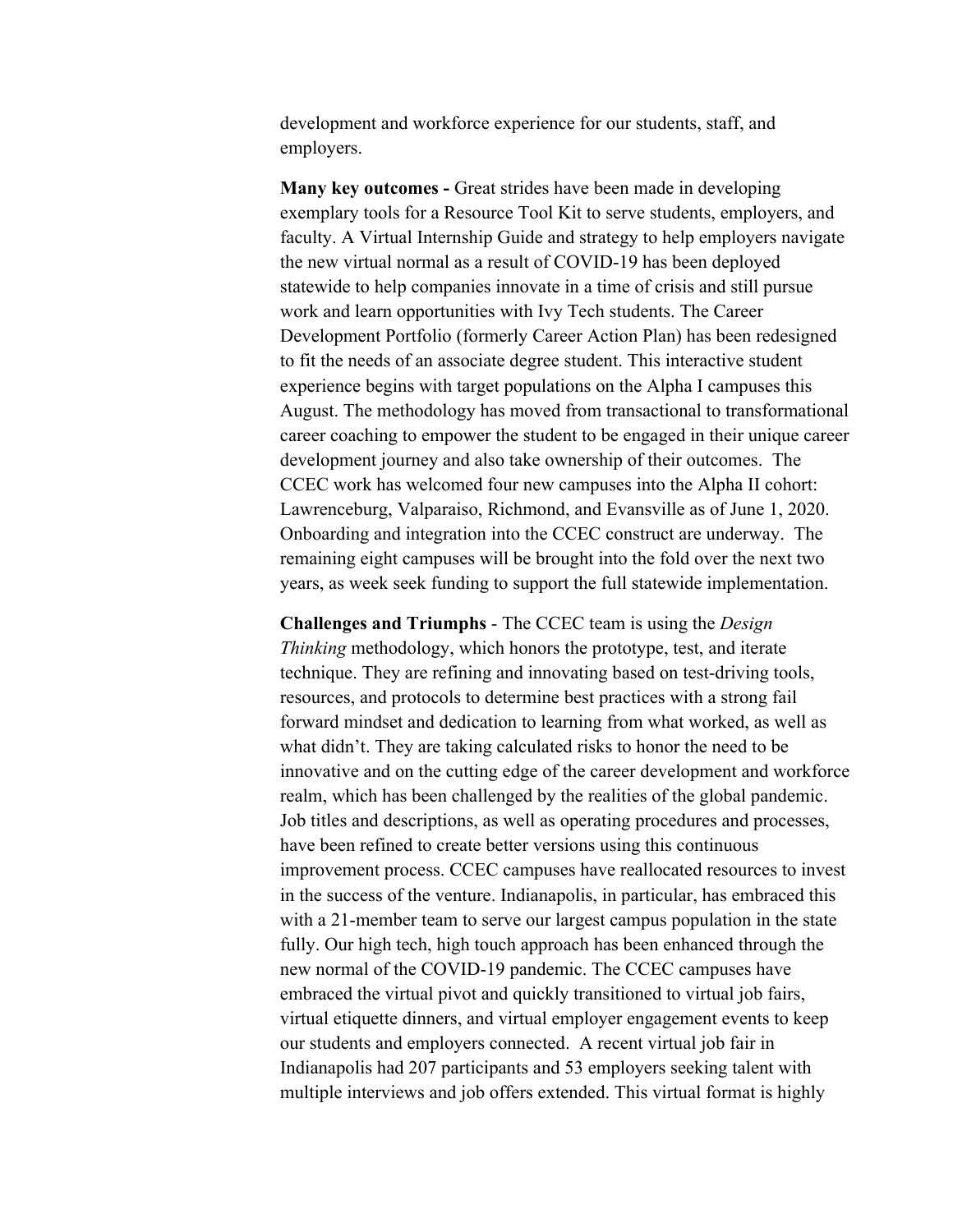development and workforce experience for our students, staff, and employers.

**Many key outcomes -** Great strides have been made in developing exemplary tools for a Resource Tool Kit to serve students, employers, and faculty. A Virtual Internship Guide and strategy to help employers navigate the new virtual normal as a result of COVID-19 has been deployed statewide to help companies innovate in a time of crisis and still pursue work and learn opportunities with Ivy Tech students. The Career Development Portfolio (formerly Career Action Plan) has been redesigned to fit the needs of an associate degree student. This interactive student experience begins with target populations on the Alpha I campuses this August. The methodology has moved from transactional to transformational career coaching to empower the student to be engaged in their unique career development journey and also take ownership of their outcomes. The CCEC work has welcomed four new campuses into the Alpha II cohort: Lawrenceburg, Valparaiso, Richmond, and Evansville as of June 1, 2020. Onboarding and integration into the CCEC construct are underway. The remaining eight campuses will be brought into the fold over the next two years, as week seek funding to support the full statewide implementation.

**Challenges and Triumphs** - The CCEC team is using the *Design Thinking* methodology, which honors the prototype, test, and iterate technique. They are refining and innovating based on test-driving tools, resources, and protocols to determine best practices with a strong fail forward mindset and dedication to learning from what worked, as well as what didn't. They are taking calculated risks to honor the need to be innovative and on the cutting edge of the career development and workforce realm, which has been challenged by the realities of the global pandemic. Job titles and descriptions, as well as operating procedures and processes, have been refined to create better versions using this continuous improvement process. CCEC campuses have reallocated resources to invest in the success of the venture. Indianapolis, in particular, has embraced this with a 21-member team to serve our largest campus population in the state fully. Our high tech, high touch approach has been enhanced through the new normal of the COVID-19 pandemic. The CCEC campuses have embraced the virtual pivot and quickly transitioned to virtual job fairs, virtual etiquette dinners, and virtual employer engagement events to keep our students and employers connected. A recent virtual job fair in Indianapolis had 207 participants and 53 employers seeking talent with multiple interviews and job offers extended. This virtual format is highly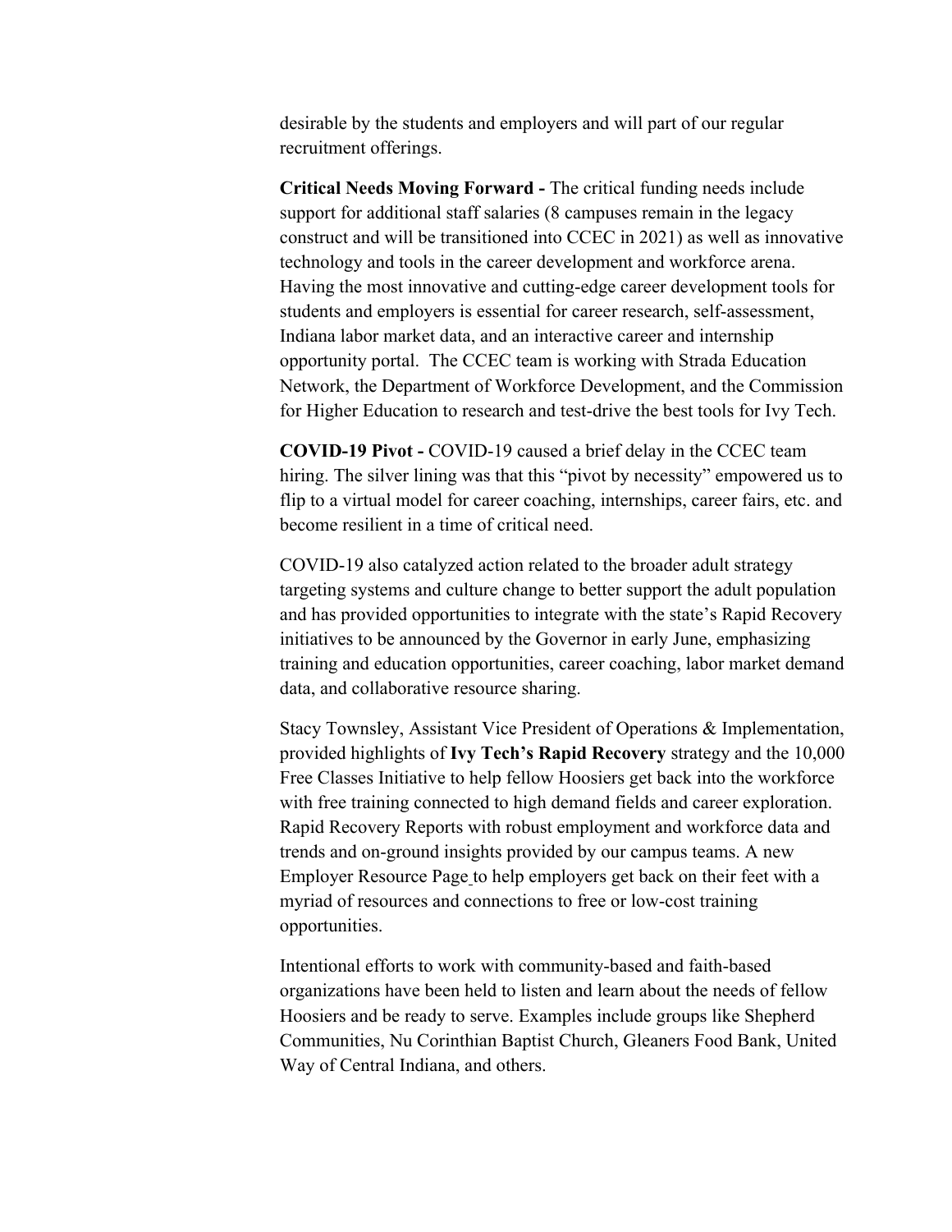desirable by the students and employers and will part of our regular recruitment offerings.

**Critical Needs Moving Forward -** The critical funding needs include support for additional staff salaries (8 campuses remain in the legacy construct and will be transitioned into CCEC in 2021) as well as innovative technology and tools in the career development and workforce arena. Having the most innovative and cutting-edge career development tools for students and employers is essential for career research, self-assessment, Indiana labor market data, and an interactive career and internship opportunity portal. The CCEC team is working with Strada Education Network, the Department of Workforce Development, and the Commission for Higher Education to research and test-drive the best tools for Ivy Tech.

**COVID-19 Pivot -** COVID-19 caused a brief delay in the CCEC team hiring. The silver lining was that this "pivot by necessity" empowered us to flip to a virtual model for career coaching, internships, career fairs, etc. and become resilient in a time of critical need.

COVID-19 also catalyzed action related to the broader adult strategy targeting systems and culture change to better support the adult population and has provided opportunities to integrate with the state's Rapid Recovery initiatives to be announced by the Governor in early June, emphasizing training and education opportunities, career coaching, labor market demand data, and collaborative resource sharing.

Stacy Townsley, Assistant Vice President of Operations & Implementation, provided highlights of **Ivy Tech's Rapid Recovery** strategy and the 10,000 Free Classes Initiative to help fellow Hoosiers get back into the workforce with free training connected to high demand fields and career exploration. Rapid Recovery Reports with robust employment and workforce data and trends and on-ground insights provided by our campus teams. A new Employer Resource Page to help employers get back on their feet with a myriad of resources and connections to free or low-cost training opportunities.

Intentional efforts to work with community-based and faith-based organizations have been held to listen and learn about the needs of fellow Hoosiers and be ready to serve. Examples include groups like Shepherd Communities, Nu Corinthian Baptist Church, Gleaners Food Bank, United Way of Central Indiana, and others.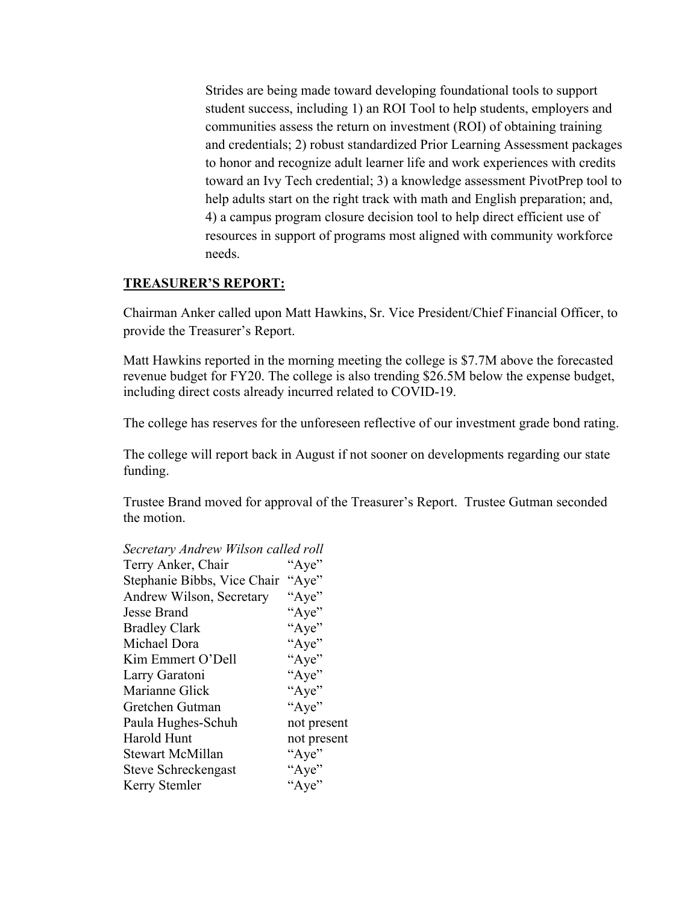Strides are being made toward developing foundational tools to support student success, including 1) an ROI Tool to help students, employers and communities assess the return on investment (ROI) of obtaining training and credentials; 2) robust standardized Prior Learning Assessment packages to honor and recognize adult learner life and work experiences with credits toward an Ivy Tech credential; 3) a knowledge assessment PivotPrep tool to help adults start on the right track with math and English preparation; and, 4) a campus program closure decision tool to help direct efficient use of resources in support of programs most aligned with community workforce needs.

**TREASURER'S REPORT:**

Chairman Anker called upon Matt Hawkins, Sr. Vice President/Chief Financial Officer, to provide the Treasurer's Report.

Matt Hawkins reported in the morning meeting the college is $7.7M above the forecasted revenue budget for FY20. The college is also trending $26.5M below the expense budget, including direct costs already incurred related to COVID-19.

The college has reserves for the unforeseen reflective of our investment grade bond rating.

The college will report back in August if not sooner on developments regarding our state funding.

Trustee Brand moved for approval of the Treasurer's Report. Trustee Gutman seconded the motion.

*Secretary Andrew Wilson called roll*

| | |
|---|---|
| Terry Anker, Chair | "Aye" |
| Stephanie Bibbs, Vice Chair | "Aye" |
| Andrew Wilson, Secretary | "Aye" |
| Jesse Brand | "Aye" |
| Bradley Clark | "Aye" |
| Michael Dora | "Aye" |
| Kim Emmert O'Dell | "Aye" |
| Larry Garatoni | "Aye" |
| Marianne Glick | "Aye" |
| Gretchen Gutman | "Aye" |
| Paula Hughes-Schuh | not present |
| Harold Hunt | not present |
| Stewart McMillan | "Aye" |
| Steve Schreckengast | "Aye" |
| Kerry Stemler | "Aye" |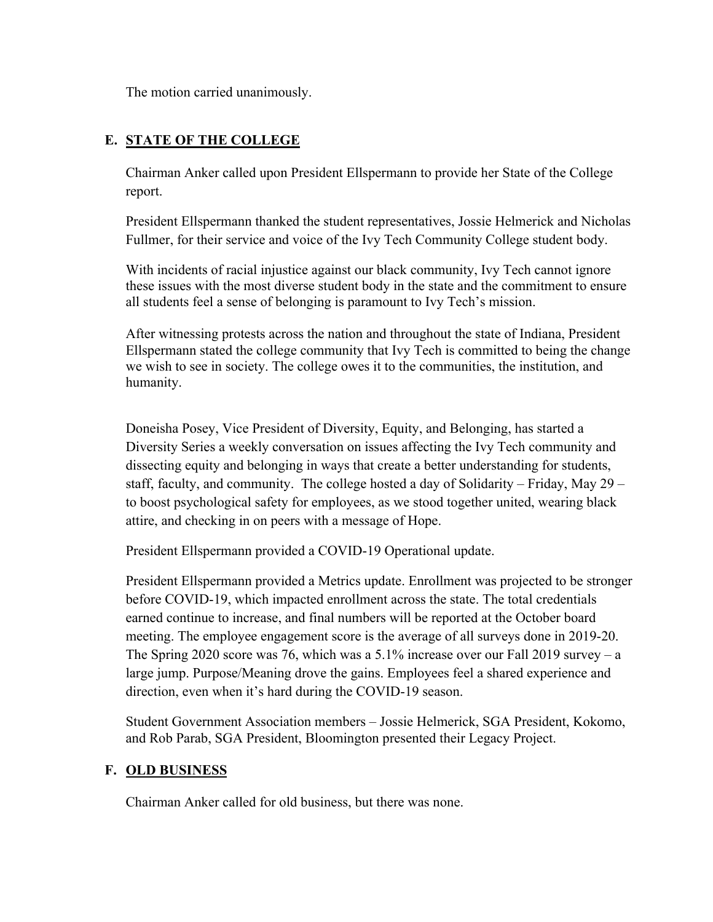The motion carried unanimously.

## E. STATE OF THE COLLEGE

Chairman Anker called upon President Ellspermann to provide her State of the College report.

President Ellspermann thanked the student representatives, Jossie Helmerick and Nicholas Fullmer, for their service and voice of the Ivy Tech Community College student body.

With incidents of racial injustice against our black community, Ivy Tech cannot ignore these issues with the most diverse student body in the state and the commitment to ensure all students feel a sense of belonging is paramount to Ivy Tech's mission.

After witnessing protests across the nation and throughout the state of Indiana, President Ellspermann stated the college community that Ivy Tech is committed to being the change we wish to see in society. The college owes it to the communities, the institution, and humanity.

Doneisha Posey, Vice President of Diversity, Equity, and Belonging, has started a Diversity Series a weekly conversation on issues affecting the Ivy Tech community and dissecting equity and belonging in ways that create a better understanding for students, staff, faculty, and community. The college hosted a day of Solidarity – Friday, May 29 – to boost psychological safety for employees, as we stood together united, wearing black attire, and checking in on peers with a message of Hope.

President Ellspermann provided a COVID-19 Operational update.

President Ellspermann provided a Metrics update. Enrollment was projected to be stronger before COVID-19, which impacted enrollment across the state. The total credentials earned continue to increase, and final numbers will be reported at the October board meeting. The employee engagement score is the average of all surveys done in 2019-20. The Spring 2020 score was 76, which was a 5.1% increase over our Fall 2019 survey – a large jump. Purpose/Meaning drove the gains. Employees feel a shared experience and direction, even when it's hard during the COVID-19 season.

Student Government Association members – Jossie Helmerick, SGA President, Kokomo, and Rob Parab, SGA President, Bloomington presented their Legacy Project.

## F. OLD BUSINESS

Chairman Anker called for old business, but there was none.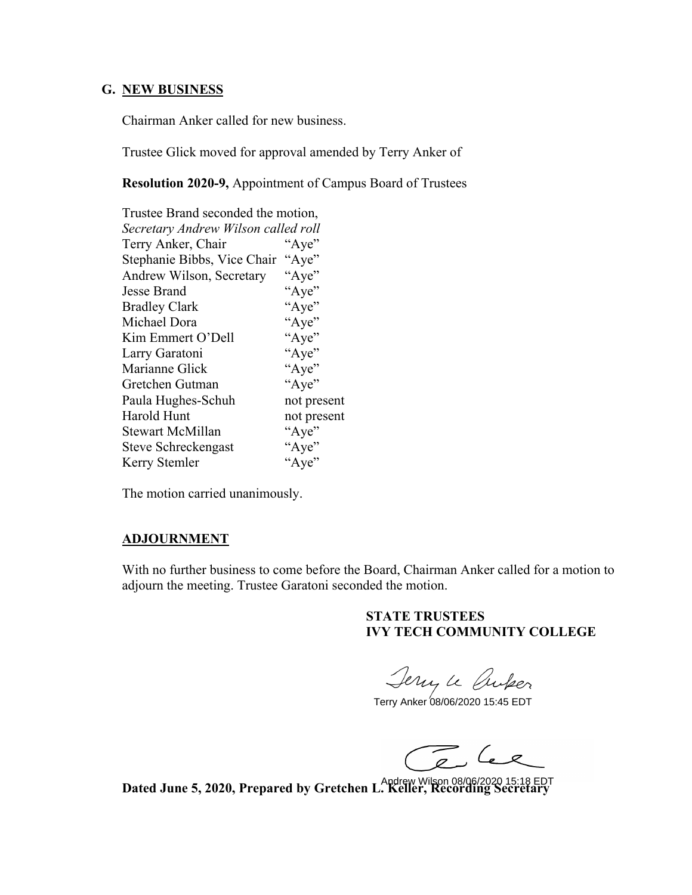## G. NEW BUSINESS

Chairman Anker called for new business.

Trustee Glick moved for approval amended by Terry Anker of

**Resolution 2020-9,** Appointment of Campus Board of Trustees

Trustee Brand seconded the motion,
*Secretary Andrew Wilson called roll*

| | |
|---|---|
| Terry Anker, Chair | "Aye" |
| Stephanie Bibbs, Vice Chair | "Aye" |
| Andrew Wilson, Secretary | "Aye" |
| Jesse Brand | "Aye" |
| Bradley Clark | "Aye" |
| Michael Dora | "Aye" |
| Kim Emmert O'Dell | "Aye" |
| Larry Garatoni | "Aye" |
| Marianne Glick | "Aye" |
| Gretchen Gutman | "Aye" |
| Paula Hughes-Schuh | not present |
| Harold Hunt | not present |
| Stewart McMillan | "Aye" |
| Steve Schreckengast | "Aye" |
| Kerry Stemler | "Aye" |

The motion carried unanimously.

## ADJOURNMENT

With no further business to come before the Board, Chairman Anker called for a motion to adjourn the meeting. Trustee Garatoni seconded the motion.

**STATE TRUSTEES**
**IVY TECH COMMUNITY COLLEGE**

Terry Anker 08/06/2020 15:45 EDT

Andrew Wilson 08/06/2020 15:18 EDT

**Dated June 5, 2020, Prepared by Gretchen L. Keller, Recording Secretary**